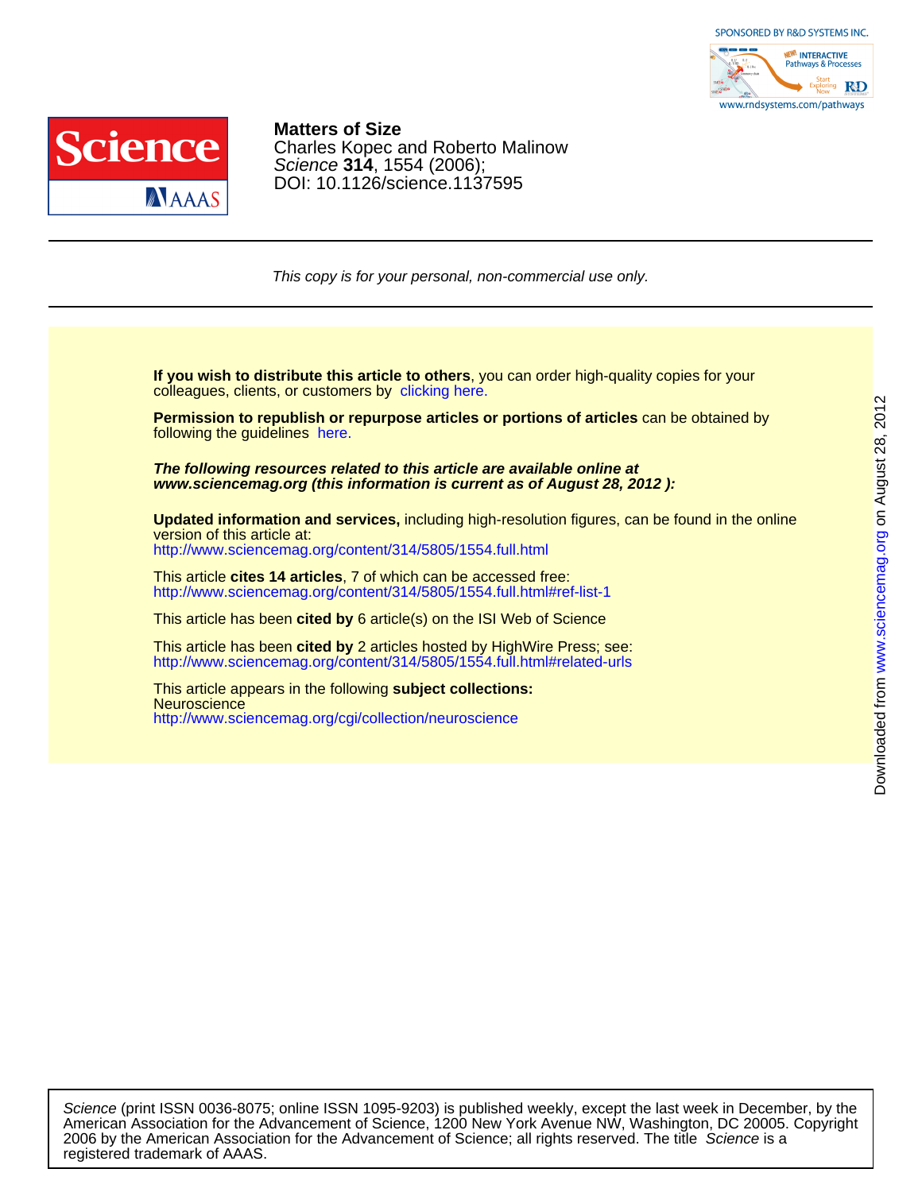SPONSORED BY R&D SYSTEMS INC.

# Matters of Size

Charles Kopec and Roberto Malinow

*Science* **314**, 1554 (2006);

DOI: 10.1126/science.1137595

---

*This copy is for your personal, non-commercial use only.*

---

**If you wish to distribute this article to others**, you can order high-quality copies for your colleagues, clients, or customers by clicking here.

**Permission to republish or repurpose articles or portions of articles** can be obtained by following the guidelines here.

***The following resources related to this article are available online at www.sciencemag.org (this information is current as of August 28, 2012 ):***

**Updated information and services,** including high-resolution figures, can be found in the online version of this article at:
http://www.sciencemag.org/content/314/5805/1554.full.html

This article **cites 14 articles**, 7 of which can be accessed free:
http://www.sciencemag.org/content/314/5805/1554.full.html#ref-list-1

This article has been **cited by** 6 article(s) on the ISI Web of Science

This article has been **cited by** 2 articles hosted by HighWire Press; see:
http://www.sciencemag.org/content/314/5805/1554.full.html#related-urls

This article appears in the following **subject collections:**
Neuroscience
http://www.sciencemag.org/cgi/collection/neuroscience

Downloaded from www.sciencemag.org on August 28, 2012

*Science* (print ISSN 0036-8075; online ISSN 1095-9203) is published weekly, except the last week in December, by the American Association for the Advancement of Science, 1200 New York Avenue NW, Washington, DC 20005. Copyright 2006 by the American Association for the Advancement of Science; all rights reserved. The title *Science* is a registered trademark of AAAS.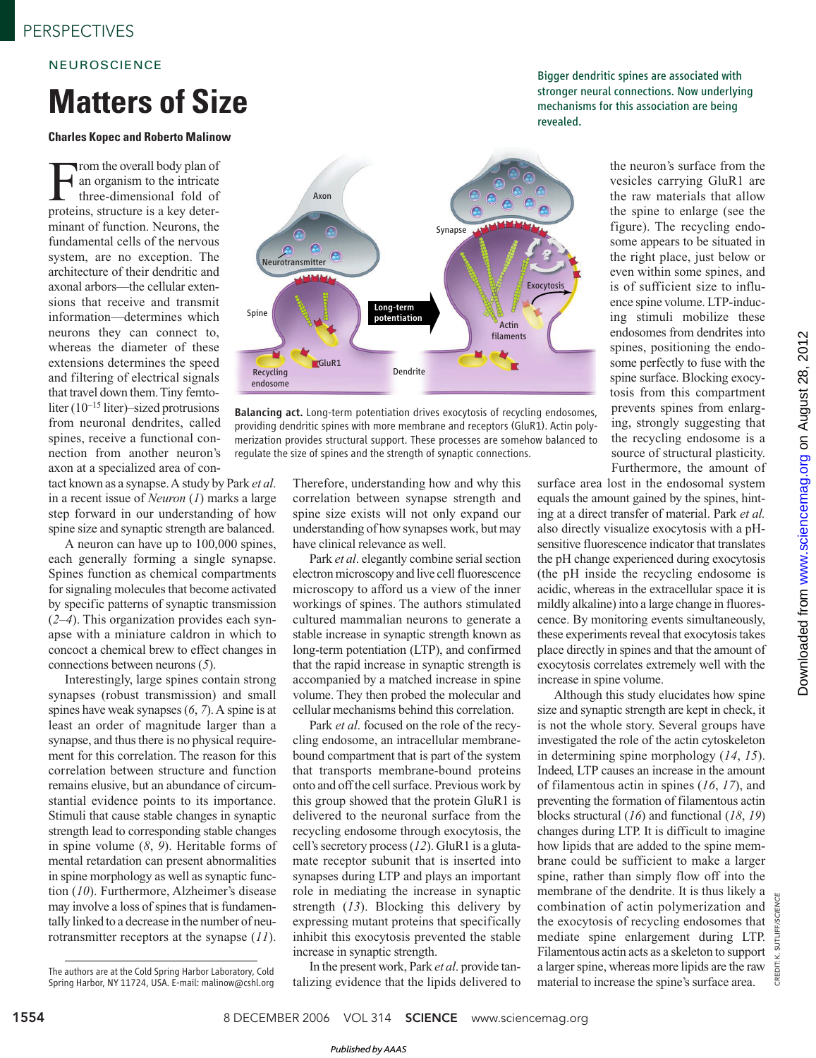NEUROSCIENCE

# Matters of Size

**Charles Kopec and Roberto Malinow**

Bigger dendritic spines are associated with stronger neural connections. Now underlying mechanisms for this association are being revealed.

From the overall body plan of an organism to the intricate three-dimensional fold of proteins, structure is a key determinant of function. Neurons, the fundamental cells of the nervous system, are no exception. The architecture of their dendritic and axonal arbors—the cellular extensions that receive and transmit information—determines which neurons they can connect to, whereas the diameter of these extensions determines the speed and filtering of electrical signals that travel down them. Tiny femtoliter ($10^{-15}$ liter)–sized protrusions from neuronal dendrites, called spines, receive a functional connection from another neuron's axon at a specialized area of contact known as a synapse. A study by Park *et al.* in a recent issue of *Neuron* (*1*) marks a large step forward in our understanding of how spine size and synaptic strength are balanced.

A neuron can have up to 100,000 spines, each generally forming a single synapse. Spines function as chemical compartments for signaling molecules that become activated by specific patterns of synaptic transmission (*2*–*4*). This organization provides each synapse with a miniature caldron in which to concoct a chemical brew to effect changes in connections between neurons (*5*).

Interestingly, large spines contain strong synapses (robust transmission) and small spines have weak synapses (*6*, *7*). A spine is at least an order of magnitude larger than a synapse, and thus there is no physical requirement for this correlation. The reason for this correlation between structure and function remains elusive, but an abundance of circumstantial evidence points to its importance. Stimuli that cause stable changes in synaptic strength lead to corresponding stable changes in spine volume (*8*, *9*). Heritable forms of mental retardation can present abnormalities in spine morphology as well as synaptic function (*10*). Furthermore, Alzheimer's disease may involve a loss of spines that is fundamentally linked to a decrease in the number of neurotransmitter receptors at the synapse (*11*).

Therefore, understanding how and why this correlation between synapse strength and spine size exists will not only expand our understanding of how synapses work, but may have clinical relevance as well.

Park *et al.* elegantly combine serial section electron microscopy and live cell fluorescence microscopy to afford us a view of the inner workings of spines. The authors stimulated cultured mammalian neurons to generate a stable increase in synaptic strength known as long-term potentiation (LTP), and confirmed that the rapid increase in synaptic strength is accompanied by a matched increase in spine volume. They then probed the molecular and cellular mechanisms behind this correlation.

Park *et al.* focused on the role of the recycling endosome, an intracellular membrane-bound compartment that is part of the system that transports membrane-bound proteins onto and off the cell surface. Previous work by this group showed that the protein GluR1 is delivered to the neuronal surface from the recycling endosome through exocytosis, the cell's secretory process (*12*). GluR1 is a glutamate receptor subunit that is inserted into synapses during LTP and plays an important role in mediating the increase in synaptic strength (*13*). Blocking this delivery by expressing mutant proteins that specifically inhibit this exocytosis prevented the stable increase in synaptic strength.

In the present work, Park *et al.* provide tantalizing evidence that the lipids delivered to the neuron's surface from the vesicles carrying GluR1 are the raw materials that allow the spine to enlarge (see the figure). The recycling endosome appears to be situated in the right place, just below or even within some spines, and is of sufficient size to influence spine volume. LTP-inducing stimuli mobilize these endosomes from dendrites into spines, positioning the endosome perfectly to fuse with the spine surface. Blocking exocytosis from this compartment prevents spines from enlarging, strongly suggesting that the recycling endosome is a source of structural plasticity. Furthermore, the amount of surface area lost in the endosomal system equals the amount gained by the spines, hinting at a direct transfer of material. Park *et al.* also directly visualize exocytosis with a pH-sensitive fluorescence indicator that translates the pH change experienced during exocytosis (the pH inside the recycling endosome is acidic, whereas in the extracellular space it is mildly alkaline) into a large change in fluorescence. By monitoring events simultaneously, these experiments reveal that exocytosis takes place directly in spines and that the amount of exocytosis correlates extremely well with the increase in spine volume.

Although this study elucidates how spine size and synaptic strength are kept in check, it is not the whole story. Several groups have investigated the role of the actin cytoskeleton in determining spine morphology (*14*, *15*). Indeed, LTP causes an increase in the amount of filamentous actin in spines (*16*, *17*), and preventing the formation of filamentous actin blocks structural (*16*) and functional (*18*, *19*) changes during LTP. It is difficult to imagine how lipids that are added to the spine membrane could be sufficient to make a larger spine, rather than simply flow off into the membrane of the dendrite. It is thus likely a combination of actin polymerization and the exocytosis of recycling endosomes that mediate spine enlargement during LTP. Filamentous actin acts as a skeleton to support a larger spine, whereas more lipids are the raw material to increase the spine's surface area.

**Balancing act.** Long-term potentiation drives exocytosis of recycling endosomes, providing dendritic spines with more membrane and receptors (GluR1). Actin polymerization provides structural support. These processes are somehow balanced to regulate the size of spines and the strength of synaptic connections.

The authors are at the Cold Spring Harbor Laboratory, Cold Spring Harbor, NY 11724, USA. E-mail: malinow@cshl.org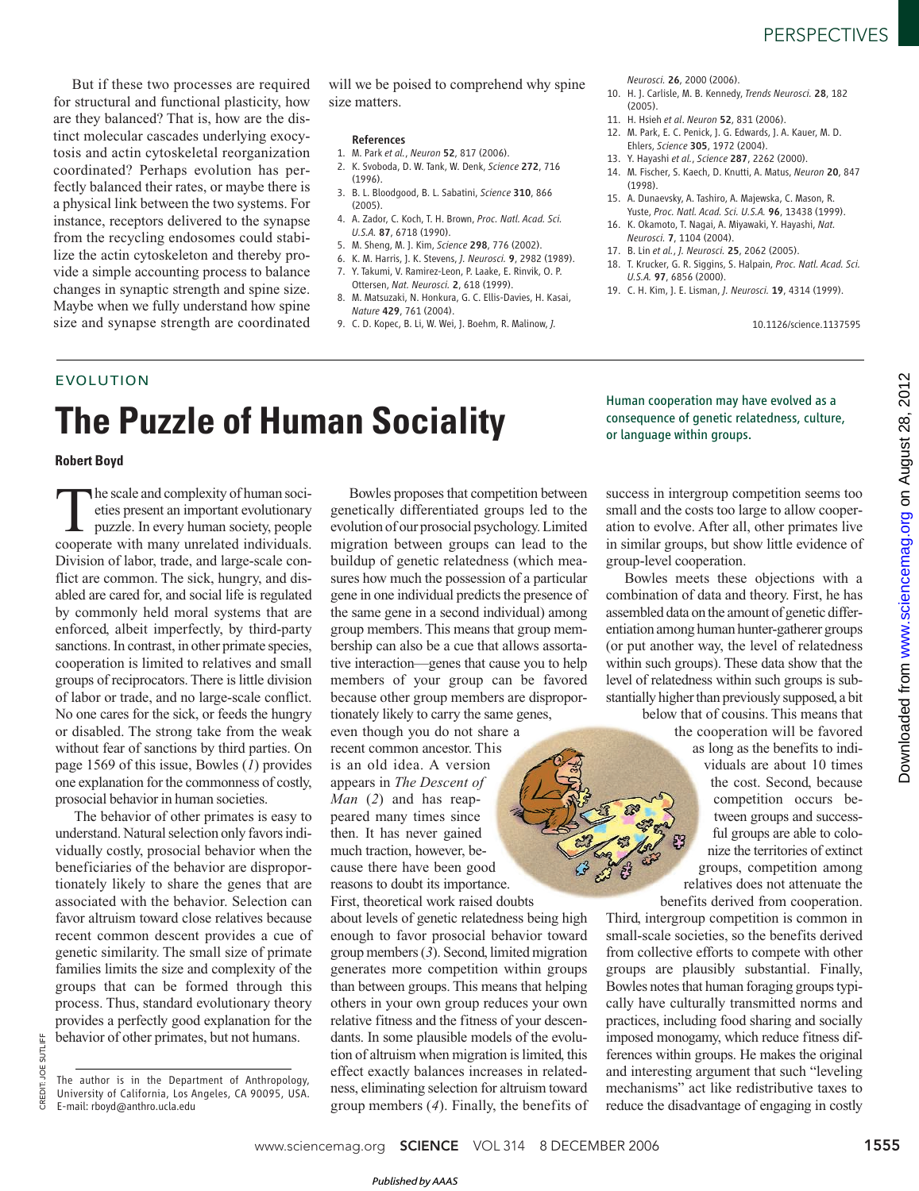But if these two processes are required for structural and functional plasticity, how are they balanced? That is, how are the distinct molecular cascades underlying exocytosis and actin cytoskeletal reorganization coordinated? Perhaps evolution has perfectly balanced their rates, or maybe there is a physical link between the two systems. For instance, receptors delivered to the synapse from the recycling endosomes could stabilize the actin cytoskeleton and thereby provide a simple accounting process to balance changes in synaptic strength and spine size. Maybe when we fully understand how spine size and synapse strength are coordinated will we be poised to comprehend why spine size matters.

**References**

1. M. Park *et al.*, *Neuron* **52**, 817 (2006).
2. K. Svoboda, D. W. Tank, W. Denk, *Science* **272**, 716 (1996).
3. B. L. Bloodgood, B. L. Sabatini, *Science* **310**, 866 (2005).
4. A. Zador, C. Koch, T. H. Brown, *Proc. Natl. Acad. Sci. U.S.A.* **87**, 6718 (1990).
5. M. Sheng, M. J. Kim, *Science* **298**, 776 (2002).
6. K. M. Harris, J. K. Stevens, *J. Neurosci.* **9**, 2982 (1989).
7. Y. Takumi, V. Ramirez-Leon, P. Laake, E. Rinvik, O. P. Ottersen, *Nat. Neurosci.* **2**, 618 (1999).
8. M. Matsuzaki, N. Honkura, G. C. Ellis-Davies, H. Kasai, *Nature* **429**, 761 (2004).
9. C. D. Kopec, B. Li, W. Wei, J. Boehm, R. Malinow, *J. Neurosci.* **26**, 2000 (2006).
10. H. J. Carlisle, M. B. Kennedy, *Trends Neurosci.* **28**, 182 (2005).
11. H. Hsieh *et al*. *Neuron* **52**, 831 (2006).
12. M. Park, E. C. Penick, J. G. Edwards, J. A. Kauer, M. D. Ehlers, *Science* **305**, 1972 (2004).
13. Y. Hayashi *et al.*, *Science* **287**, 2262 (2000).
14. M. Fischer, S. Kaech, D. Knutti, A. Matus, *Neuron* **20**, 847 (1998).
15. A. Dunaevsky, A. Tashiro, A. Majewska, C. Mason, R. Yuste, *Proc. Natl. Acad. Sci. U.S.A.* **96**, 13438 (1999).
16. K. Okamoto, T. Nagai, A. Miyawaki, Y. Hayashi, *Nat. Neurosci.* **7**, 1104 (2004).
17. B. Lin *et al.*, *J. Neurosci.* **25**, 2062 (2005).
18. T. Krucker, G. R. Siggins, S. Halpain, *Proc. Natl. Acad. Sci. U.S.A.* **97**, 6856 (2000).
19. C. H. Kim, J. E. Lisman, *J. Neurosci.* **19**, 4314 (1999).

10.1126/science.1137595

EVOLUTION

# The Puzzle of Human Sociality

**Robert Boyd**

Human cooperation may have evolved as a consequence of genetic relatedness, culture, or language within groups.

The scale and complexity of human societies present an important evolutionary puzzle. In every human society, people cooperate with many unrelated individuals. Division of labor, trade, and large-scale conflict are common. The sick, hungry, and disabled are cared for, and social life is regulated by commonly held moral systems that are enforced, albeit imperfectly, by third-party sanctions. In contrast, in other primate species, cooperation is limited to relatives and small groups of reciprocators. There is little division of labor or trade, and no large-scale conflict. No one cares for the sick, or feeds the hungry or disabled. The strong take from the weak without fear of sanctions by third parties. On page 1569 of this issue, Bowles (*1*) provides one explanation for the commonness of costly, prosocial behavior in human societies.

The behavior of other primates is easy to understand. Natural selection only favors individually costly, prosocial behavior when the beneficiaries of the behavior are disproportionately likely to share the genes that are associated with the behavior. Selection can favor altruism toward close relatives because recent common descent provides a cue of genetic similarity. The small size of primate families limits the size and complexity of the groups that can be formed through this process. Thus, standard evolutionary theory provides a perfectly good explanation for the behavior of other primates, but not humans.

Bowles proposes that competition between genetically differentiated groups led to the evolution of our prosocial psychology. Limited migration between groups can lead to the buildup of genetic relatedness (which measures how much the possession of a particular gene in one individual predicts the presence of the same gene in a second individual) among group members. This means that group membership can also be a cue that allows assortative interaction—genes that cause you to help members of your group can be favored because other group members are disproportionately likely to carry the same genes, even though you do not share a recent common ancestor. This is an old idea. A version appears in *The Descent of Man* (*2*) and has reappeared many times since then. It has never gained much traction, however, because there have been good reasons to doubt its importance. First, theoretical work raised doubts about levels of genetic relatedness being high enough to favor prosocial behavior toward group members (*3*). Second, limited migration generates more competition within groups than between groups. This means that helping others in your own group reduces your own relative fitness and the fitness of your descendants. In some plausible models of the evolution of altruism when migration is limited, this effect exactly balances increases in relatedness, eliminating selection for altruism toward group members (*4*). Finally, the benefits of success in intergroup competition seems too small and the costs too large to allow cooperation to evolve. After all, other primates live in similar groups, but show little evidence of group-level cooperation.

Bowles meets these objections with a combination of data and theory. First, he has assembled data on the amount of genetic differentiation among human hunter-gatherer groups (or put another way, the level of relatedness within such groups). These data show that the level of relatedness within such groups is substantially higher than previously supposed, a bit below that of cousins. This means that the cooperation will be favored as long as the benefits to individuals are about 10 times the cost. Second, because competition occurs between groups and successful groups are able to colonize the territories of extinct groups, competition among relatives does not attenuate the benefits derived from cooperation. Third, intergroup competition is common in small-scale societies, so the benefits derived from collective efforts to compete with other groups are plausibly substantial. Finally, Bowles notes that human foraging groups typically have culturally transmitted norms and practices, including food sharing and socially imposed monogamy, which reduce fitness differences within groups. He makes the original and interesting argument that such "leveling mechanisms" act like redistributive taxes to reduce the disadvantage of engaging in costly

The author is in the Department of Anthropology, University of California, Los Angeles, CA 90095, USA. E-mail: rboyd@anthro.ucla.edu